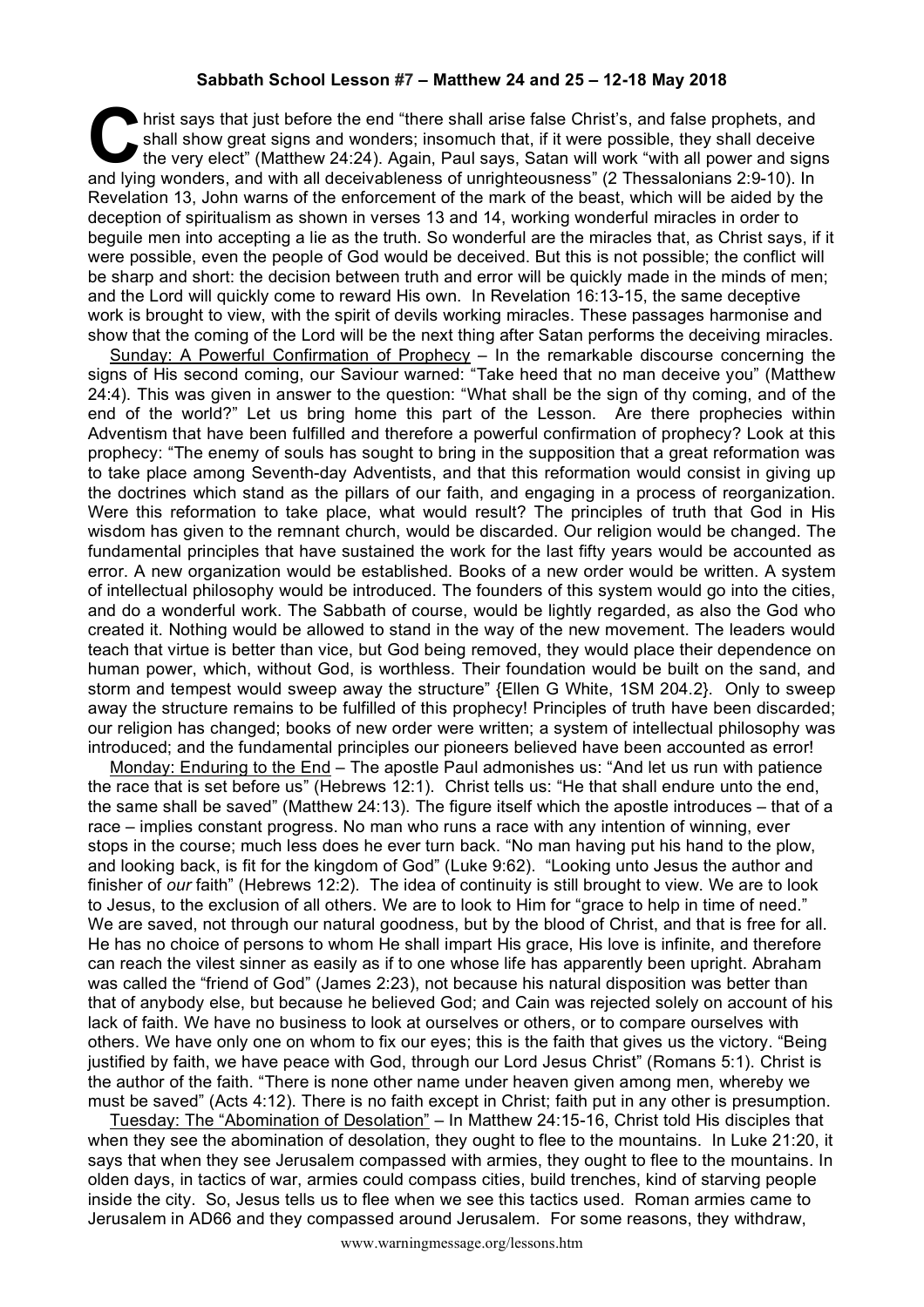**Sabbath School Lesson #7 – Matthew 24 and 25 – 12-18 May 2018**

Christ says that just before the end "there shall arise false Christ's, and false prophets, and shall show great signs and wonders; insomuch that, if it were possible, they shall deceive the very elect" (Matthew 24:24). Again, Paul says, Satan will work "with all power and signs and lying wonders, and with all deceivableness of unrighteousness" (2 Thessalonians 2:9-10). In Revelation 13, John warns of the enforcement of the mark of the beast, which will be aided by the deception of spiritualism as shown in verses 13 and 14, working wonderful miracles in order to beguile men into accepting a lie as the truth. So wonderful are the miracles that, as Christ says, if it were possible, even the people of God would be deceived. But this is not possible; the conflict will be sharp and short: the decision between truth and error will be quickly made in the minds of men; and the Lord will quickly come to reward His own. In Revelation 16:13-15, the same deceptive work is brought to view, with the spirit of devils working miracles. These passages harmonise and show that the coming of the Lord will be the next thing after Satan performs the deceiving miracles.

Sunday: A Powerful Confirmation of Prophecy – In the remarkable discourse concerning the signs of His second coming, our Saviour warned: "Take heed that no man deceive you" (Matthew 24:4). This was given in answer to the question: "What shall be the sign of thy coming, and of the end of the world?" Let us bring home this part of the Lesson. Are there prophecies within Adventism that have been fulfilled and therefore a powerful confirmation of prophecy? Look at this prophecy: "The enemy of souls has sought to bring in the supposition that a great reformation was to take place among Seventh-day Adventists, and that this reformation would consist in giving up the doctrines which stand as the pillars of our faith, and engaging in a process of reorganization. Were this reformation to take place, what would result? The principles of truth that God in His wisdom has given to the remnant church, would be discarded. Our religion would be changed. The fundamental principles that have sustained the work for the last fifty years would be accounted as error. A new organization would be established. Books of a new order would be written. A system of intellectual philosophy would be introduced. The founders of this system would go into the cities, and do a wonderful work. The Sabbath of course, would be lightly regarded, as also the God who created it. Nothing would be allowed to stand in the way of the new movement. The leaders would teach that virtue is better than vice, but God being removed, they would place their dependence on human power, which, without God, is worthless. Their foundation would be built on the sand, and storm and tempest would sweep away the structure" {Ellen G White, 1SM 204.2}. Only to sweep away the structure remains to be fulfilled of this prophecy! Principles of truth have been discarded; our religion has changed; books of new order were written; a system of intellectual philosophy was introduced; and the fundamental principles our pioneers believed have been accounted as error!

Monday: Enduring to the End – The apostle Paul admonishes us: "And let us run with patience the race that is set before us" (Hebrews 12:1). Christ tells us: "He that shall endure unto the end, the same shall be saved" (Matthew 24:13). The figure itself which the apostle introduces – that of a race – implies constant progress. No man who runs a race with any intention of winning, ever stops in the course; much less does he ever turn back. "No man having put his hand to the plow, and looking back, is fit for the kingdom of God" (Luke 9:62). "Looking unto Jesus the author and finisher of *our* faith" (Hebrews 12:2). The idea of continuity is still brought to view. We are to look to Jesus, to the exclusion of all others. We are to look to Him for "grace to help in time of need." We are saved, not through our natural goodness, but by the blood of Christ, and that is free for all. He has no choice of persons to whom He shall impart His grace, His love is infinite, and therefore can reach the vilest sinner as easily as if to one whose life has apparently been upright. Abraham was called the "friend of God" (James 2:23), not because his natural disposition was better than that of anybody else, but because he believed God; and Cain was rejected solely on account of his lack of faith. We have no business to look at ourselves or others, or to compare ourselves with others. We have only one on whom to fix our eyes; this is the faith that gives us the victory. "Being justified by faith, we have peace with God, through our Lord Jesus Christ" (Romans 5:1). Christ is the author of the faith. "There is none other name under heaven given among men, whereby we must be saved" (Acts 4:12). There is no faith except in Christ; faith put in any other is presumption.

Tuesday: The "Abomination of Desolation" – In Matthew 24:15-16, Christ told His disciples that when they see the abomination of desolation, they ought to flee to the mountains. In Luke 21:20, it says that when they see Jerusalem compassed with armies, they ought to flee to the mountains. In olden days, in tactics of war, armies could compass cities, build trenches, kind of starving people inside the city. So, Jesus tells us to flee when we see this tactics used. Roman armies came to Jerusalem in AD66 and they compassed around Jerusalem. For some reasons, they withdraw,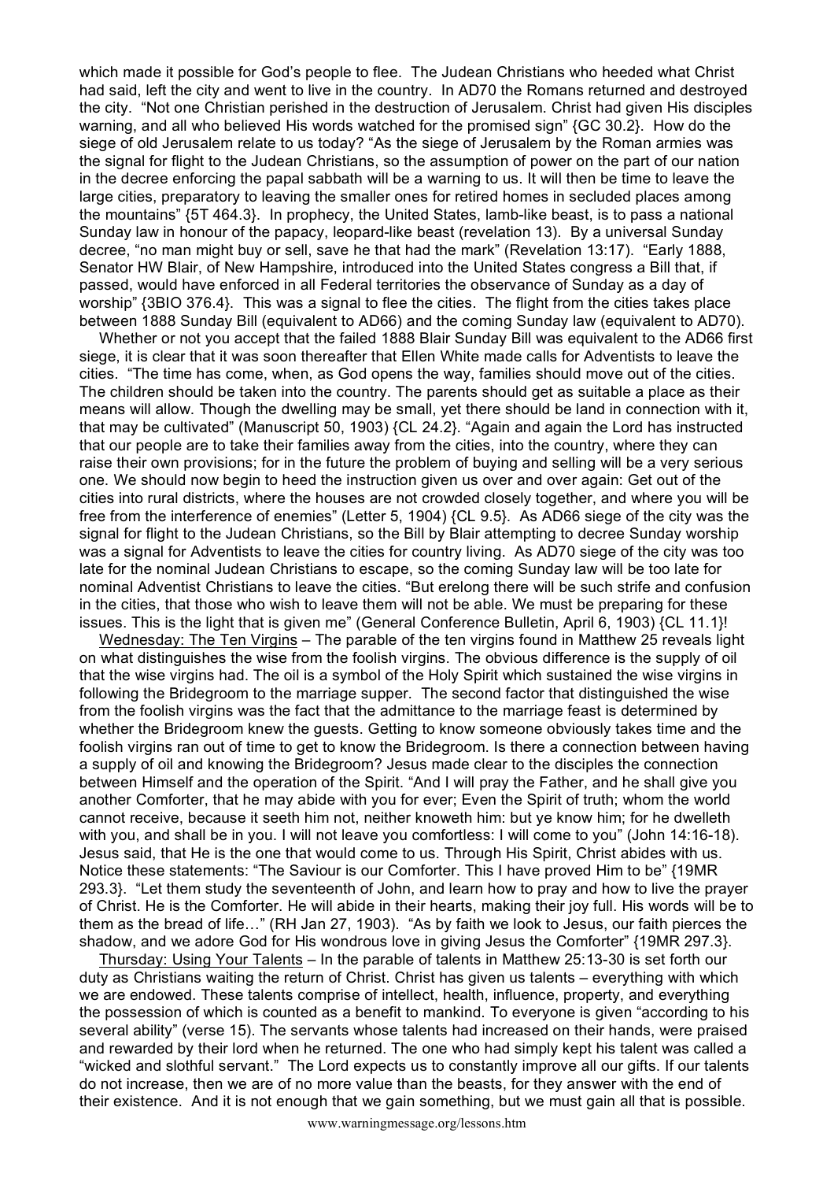which made it possible for God's people to flee. The Judean Christians who heeded what Christ had said, left the city and went to live in the country. In AD70 the Romans returned and destroyed the city. "Not one Christian perished in the destruction of Jerusalem. Christ had given His disciples warning, and all who believed His words watched for the promised sign" {GC 30.2}. How do the siege of old Jerusalem relate to us today? "As the siege of Jerusalem by the Roman armies was the signal for flight to the Judean Christians, so the assumption of power on the part of our nation in the decree enforcing the papal sabbath will be a warning to us. It will then be time to leave the large cities, preparatory to leaving the smaller ones for retired homes in secluded places among the mountains" {5T 464.3}. In prophecy, the United States, lamb-like beast, is to pass a national Sunday law in honour of the papacy, leopard-like beast (revelation 13). By a universal Sunday decree, "no man might buy or sell, save he that had the mark" (Revelation 13:17). "Early 1888, Senator HW Blair, of New Hampshire, introduced into the United States congress a Bill that, if passed, would have enforced in all Federal territories the observance of Sunday as a day of worship" {3BIO 376.4}. This was a signal to flee the cities. The flight from the cities takes place between 1888 Sunday Bill (equivalent to AD66) and the coming Sunday law (equivalent to AD70).

Whether or not you accept that the failed 1888 Blair Sunday Bill was equivalent to the AD66 first siege, it is clear that it was soon thereafter that Ellen White made calls for Adventists to leave the cities. "The time has come, when, as God opens the way, families should move out of the cities. The children should be taken into the country. The parents should get as suitable a place as their means will allow. Though the dwelling may be small, yet there should be land in connection with it, that may be cultivated" (Manuscript 50, 1903) {CL 24.2}. "Again and again the Lord has instructed that our people are to take their families away from the cities, into the country, where they can raise their own provisions; for in the future the problem of buying and selling will be a very serious one. We should now begin to heed the instruction given us over and over again: Get out of the cities into rural districts, where the houses are not crowded closely together, and where you will be free from the interference of enemies" (Letter 5, 1904) {CL 9.5}. As AD66 siege of the city was the signal for flight to the Judean Christians, so the Bill by Blair attempting to decree Sunday worship was a signal for Adventists to leave the cities for country living. As AD70 siege of the city was too late for the nominal Judean Christians to escape, so the coming Sunday law will be too late for nominal Adventist Christians to leave the cities. "But erelong there will be such strife and confusion in the cities, that those who wish to leave them will not be able. We must be preparing for these issues. This is the light that is given me" (General Conference Bulletin, April 6, 1903) {CL 11.1}!

<u>Wednesday: The Ten Virgins</u> – The parable of the ten virgins found in Matthew 25 reveals light on what distinguishes the wise from the foolish virgins. The obvious difference is the supply of oil that the wise virgins had. The oil is a symbol of the Holy Spirit which sustained the wise virgins in following the Bridegroom to the marriage supper. The second factor that distinguished the wise from the foolish virgins was the fact that the admittance to the marriage feast is determined by whether the Bridegroom knew the guests. Getting to know someone obviously takes time and the foolish virgins ran out of time to get to know the Bridegroom. Is there a connection between having a supply of oil and knowing the Bridegroom? Jesus made clear to the disciples the connection between Himself and the operation of the Spirit. "And I will pray the Father, and he shall give you another Comforter, that he may abide with you for ever; Even the Spirit of truth; whom the world cannot receive, because it seeth him not, neither knoweth him: but ye know him; for he dwelleth with you, and shall be in you. I will not leave you comfortless: I will come to you" (John 14:16-18). Jesus said, that He is the one that would come to us. Through His Spirit, Christ abides with us. Notice these statements: "The Saviour is our Comforter. This I have proved Him to be" {19MR 293.3}. "Let them study the seventeenth of John, and learn how to pray and how to live the prayer of Christ. He is the Comforter. He will abide in their hearts, making their joy full. His words will be to them as the bread of life…" (RH Jan 27, 1903). "As by faith we look to Jesus, our faith pierces the shadow, and we adore God for His wondrous love in giving Jesus the Comforter" {19MR 297.3}.

<u>Thursday: Using Your Talents</u> – In the parable of talents in Matthew 25:13-30 is set forth our duty as Christians waiting the return of Christ. Christ has given us talents – everything with which we are endowed. These talents comprise of intellect, health, influence, property, and everything the possession of which is counted as a benefit to mankind. To everyone is given "according to his several ability" (verse 15). The servants whose talents had increased on their hands, were praised and rewarded by their lord when he returned. The one who had simply kept his talent was called a "wicked and slothful servant." The Lord expects us to constantly improve all our gifts. If our talents do not increase, then we are of no more value than the beasts, for they answer with the end of their existence. And it is not enough that we gain something, but we must gain all that is possible.